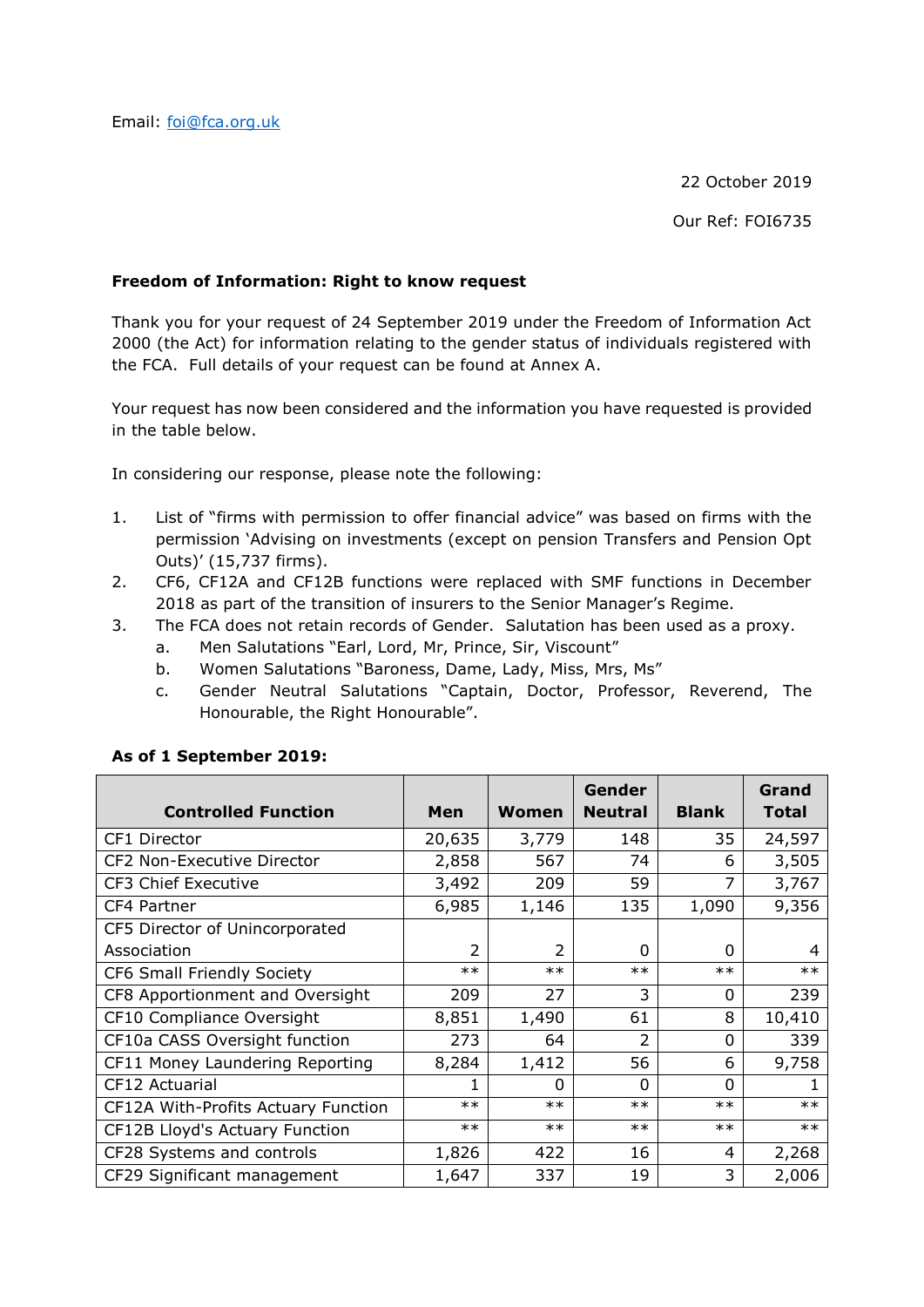Email: foi@fca.org.uk

22 October 2019

Our Ref: FOI6735

**Freedom of Information: Right to know request**

Thank you for your request of 24 September 2019 under the Freedom of Information Act 2000 (the Act) for information relating to the gender status of individuals registered with the FCA. Full details of your request can be found at Annex A.

Your request has now been considered and the information you have requested is provided in the table below.

In considering our response, please note the following:

1. List of "firms with permission to offer financial advice" was based on firms with the permission 'Advising on investments (except on pension Transfers and Pension Opt Outs)' (15,737 firms).
2. CF6, CF12A and CF12B functions were replaced with SMF functions in December 2018 as part of the transition of insurers to the Senior Manager's Regime.
3. The FCA does not retain records of Gender. Salutation has been used as a proxy.
   a. Men Salutations "Earl, Lord, Mr, Prince, Sir, Viscount"
   b. Women Salutations "Baroness, Dame, Lady, Miss, Mrs, Ms"
   c. Gender Neutral Salutations "Captain, Doctor, Professor, Reverend, The Honourable, the Right Honourable".

**As of 1 September 2019:**

| Controlled Function | Men | Women | Gender Neutral | Blank | Grand Total |
|---|---|---|---|---|---|
| CF1 Director | 20,635 | 3,779 | 148 | 35 | 24,597 |
| CF2 Non-Executive Director | 2,858 | 567 | 74 | 6 | 3,505 |
| CF3 Chief Executive | 3,492 | 209 | 59 | 7 | 3,767 |
| CF4 Partner | 6,985 | 1,146 | 135 | 1,090 | 9,356 |
| CF5 Director of Unincorporated Association | 2 | 2 | 0 | 0 | 4 |
| CF6 Small Friendly Society | ** | ** | ** | ** | ** |
| CF8 Apportionment and Oversight | 209 | 27 | 3 | 0 | 239 |
| CF10 Compliance Oversight | 8,851 | 1,490 | 61 | 8 | 10,410 |
| CF10a CASS Oversight function | 273 | 64 | 2 | 0 | 339 |
| CF11 Money Laundering Reporting | 8,284 | 1,412 | 56 | 6 | 9,758 |
| CF12 Actuarial | 1 | 0 | 0 | 0 | 1 |
| CF12A With-Profits Actuary Function | ** | ** | ** | ** | ** |
| CF12B Lloyd's Actuary Function | ** | ** | ** | ** | ** |
| CF28 Systems and controls | 1,826 | 422 | 16 | 4 | 2,268 |
| CF29 Significant management | 1,647 | 337 | 19 | 3 | 2,006 |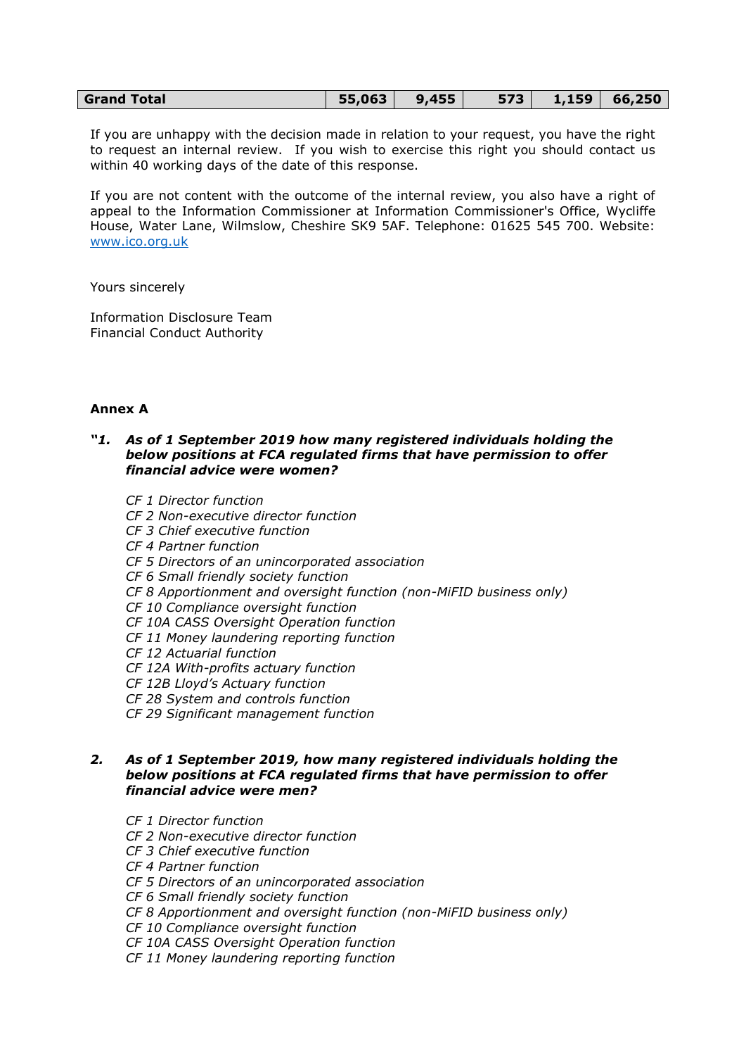| | | | | | |
|---|---|---|---|---|---|
| **Grand Total** | **55,063** | **9,455** | **573** | **1,159** | **66,250** |

If you are unhappy with the decision made in relation to your request, you have the right to request an internal review. If you wish to exercise this right you should contact us within 40 working days of the date of this response.

If you are not content with the outcome of the internal review, you also have a right of appeal to the Information Commissioner at Information Commissioner's Office, Wycliffe House, Water Lane, Wilmslow, Cheshire SK9 5AF. Telephone: 01625 545 700. Website: www.ico.org.uk

Yours sincerely

Information Disclosure Team
Financial Conduct Authority

**Annex A**

***"1. As of 1 September 2019 how many registered individuals holding the below positions at FCA regulated firms that have permission to offer financial advice were women?***

*CF 1 Director function*
*CF 2 Non-executive director function*
*CF 3 Chief executive function*
*CF 4 Partner function*
*CF 5 Directors of an unincorporated association*
*CF 6 Small friendly society function*
*CF 8 Apportionment and oversight function (non-MiFID business only)*
*CF 10 Compliance oversight function*
*CF 10A CASS Oversight Operation function*
*CF 11 Money laundering reporting function*
*CF 12 Actuarial function*
*CF 12A With-profits actuary function*
*CF 12B Lloyd's Actuary function*
*CF 28 System and controls function*
*CF 29 Significant management function*

***2. As of 1 September 2019, how many registered individuals holding the below positions at FCA regulated firms that have permission to offer financial advice were men?***

*CF 1 Director function*
*CF 2 Non-executive director function*
*CF 3 Chief executive function*
*CF 4 Partner function*
*CF 5 Directors of an unincorporated association*
*CF 6 Small friendly society function*
*CF 8 Apportionment and oversight function (non-MiFID business only)*
*CF 10 Compliance oversight function*
*CF 10A CASS Oversight Operation function*
*CF 11 Money laundering reporting function*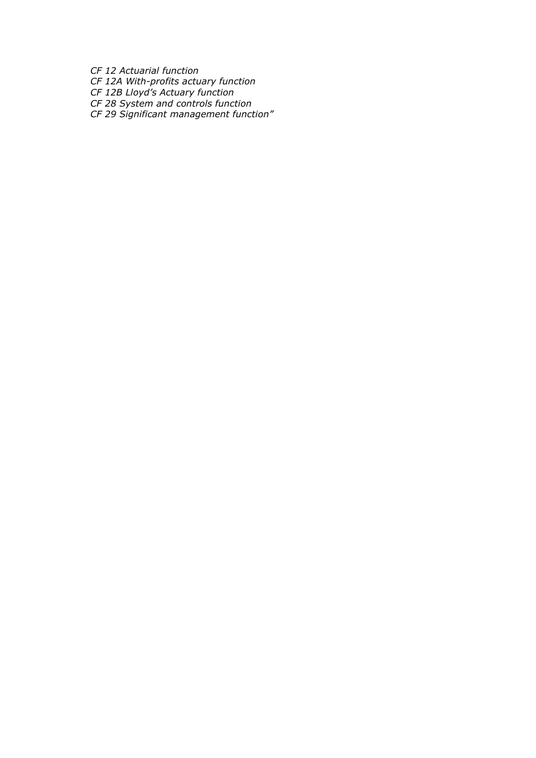*CF 12 Actuarial function*
*CF 12A With-profits actuary function*
*CF 12B Lloyd's Actuary function*
*CF 28 System and controls function*
*CF 29 Significant management function"*